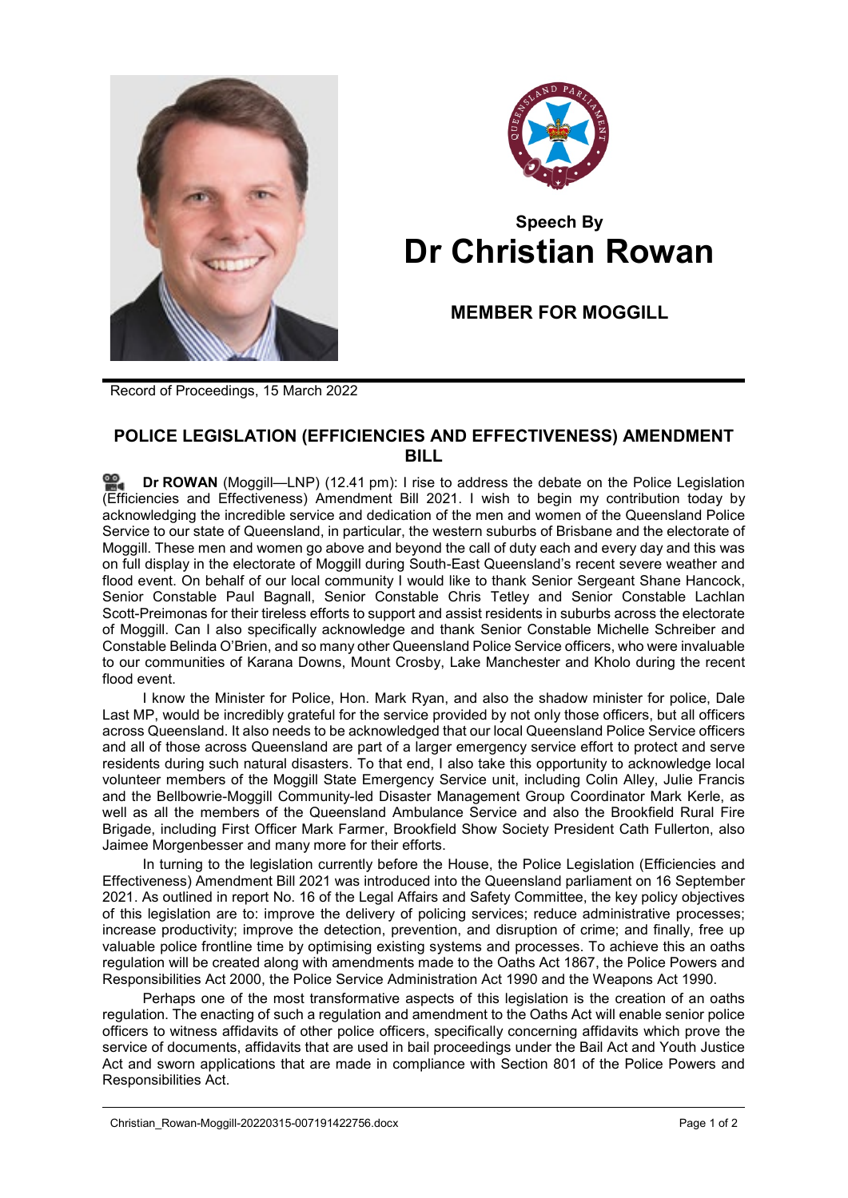# Speech By
# Dr Christian Rowan

## MEMBER FOR MOGGILL

Record of Proceedings, 15 March 2022

## POLICE LEGISLATION (EFFICIENCIES AND EFFECTIVENESS) AMENDMENT BILL

**Dr ROWAN** (Moggill—LNP) (12.41 pm): I rise to address the debate on the Police Legislation (Efficiencies and Effectiveness) Amendment Bill 2021. I wish to begin my contribution today by acknowledging the incredible service and dedication of the men and women of the Queensland Police Service to our state of Queensland, in particular, the western suburbs of Brisbane and the electorate of Moggill. These men and women go above and beyond the call of duty each and every day and this was on full display in the electorate of Moggill during South-East Queensland's recent severe weather and flood event. On behalf of our local community I would like to thank Senior Sergeant Shane Hancock, Senior Constable Paul Bagnall, Senior Constable Chris Tetley and Senior Constable Lachlan Scott-Preimonas for their tireless efforts to support and assist residents in suburbs across the electorate of Moggill. Can I also specifically acknowledge and thank Senior Constable Michelle Schreiber and Constable Belinda O'Brien, and so many other Queensland Police Service officers, who were invaluable to our communities of Karana Downs, Mount Crosby, Lake Manchester and Kholo during the recent flood event.

I know the Minister for Police, Hon. Mark Ryan, and also the shadow minister for police, Dale Last MP, would be incredibly grateful for the service provided by not only those officers, but all officers across Queensland. It also needs to be acknowledged that our local Queensland Police Service officers and all of those across Queensland are part of a larger emergency service effort to protect and serve residents during such natural disasters. To that end, I also take this opportunity to acknowledge local volunteer members of the Moggill State Emergency Service unit, including Colin Alley, Julie Francis and the Bellbowrie-Moggill Community-led Disaster Management Group Coordinator Mark Kerle, as well as all the members of the Queensland Ambulance Service and also the Brookfield Rural Fire Brigade, including First Officer Mark Farmer, Brookfield Show Society President Cath Fullerton, also Jaimee Morgenbesser and many more for their efforts.

In turning to the legislation currently before the House, the Police Legislation (Efficiencies and Effectiveness) Amendment Bill 2021 was introduced into the Queensland parliament on 16 September 2021. As outlined in report No. 16 of the Legal Affairs and Safety Committee, the key policy objectives of this legislation are to: improve the delivery of policing services; reduce administrative processes; increase productivity; improve the detection, prevention, and disruption of crime; and finally, free up valuable police frontline time by optimising existing systems and processes. To achieve this an oaths regulation will be created along with amendments made to the Oaths Act 1867, the Police Powers and Responsibilities Act 2000, the Police Service Administration Act 1990 and the Weapons Act 1990.

Perhaps one of the most transformative aspects of this legislation is the creation of an oaths regulation. The enacting of such a regulation and amendment to the Oaths Act will enable senior police officers to witness affidavits of other police officers, specifically concerning affidavits which prove the service of documents, affidavits that are used in bail proceedings under the Bail Act and Youth Justice Act and sworn applications that are made in compliance with Section 801 of the Police Powers and Responsibilities Act.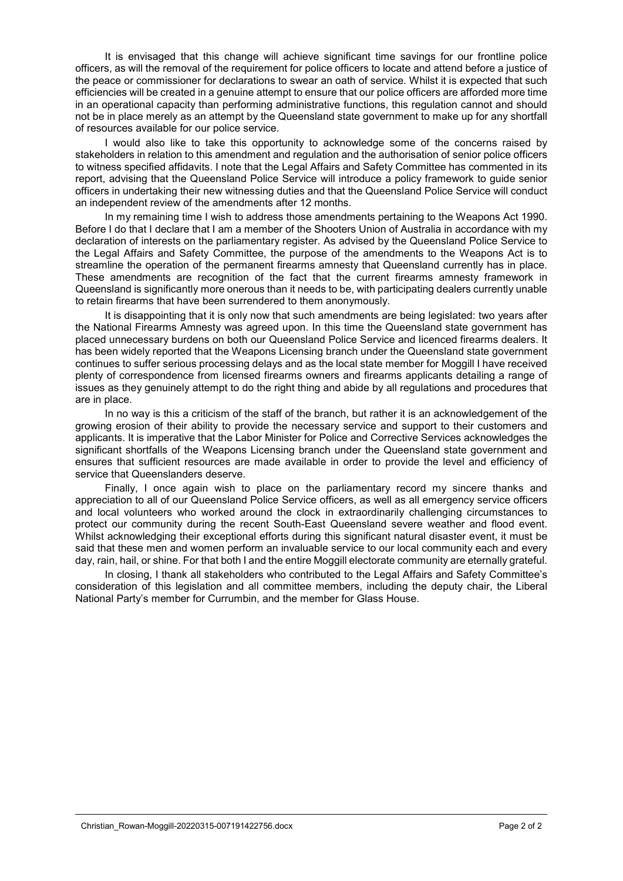It is envisaged that this change will achieve significant time savings for our frontline police officers, as will the removal of the requirement for police officers to locate and attend before a justice of the peace or commissioner for declarations to swear an oath of service. Whilst it is expected that such efficiencies will be created in a genuine attempt to ensure that our police officers are afforded more time in an operational capacity than performing administrative functions, this regulation cannot and should not be in place merely as an attempt by the Queensland state government to make up for any shortfall of resources available for our police service.

I would also like to take this opportunity to acknowledge some of the concerns raised by stakeholders in relation to this amendment and regulation and the authorisation of senior police officers to witness specified affidavits. I note that the Legal Affairs and Safety Committee has commented in its report, advising that the Queensland Police Service will introduce a policy framework to guide senior officers in undertaking their new witnessing duties and that the Queensland Police Service will conduct an independent review of the amendments after 12 months.

In my remaining time I wish to address those amendments pertaining to the Weapons Act 1990. Before I do that I declare that I am a member of the Shooters Union of Australia in accordance with my declaration of interests on the parliamentary register. As advised by the Queensland Police Service to the Legal Affairs and Safety Committee, the purpose of the amendments to the Weapons Act is to streamline the operation of the permanent firearms amnesty that Queensland currently has in place. These amendments are recognition of the fact that the current firearms amnesty framework in Queensland is significantly more onerous than it needs to be, with participating dealers currently unable to retain firearms that have been surrendered to them anonymously.

It is disappointing that it is only now that such amendments are being legislated: two years after the National Firearms Amnesty was agreed upon. In this time the Queensland state government has placed unnecessary burdens on both our Queensland Police Service and licenced firearms dealers. It has been widely reported that the Weapons Licensing branch under the Queensland state government continues to suffer serious processing delays and as the local state member for Moggill I have received plenty of correspondence from licensed firearms owners and firearms applicants detailing a range of issues as they genuinely attempt to do the right thing and abide by all regulations and procedures that are in place.

In no way is this a criticism of the staff of the branch, but rather it is an acknowledgement of the growing erosion of their ability to provide the necessary service and support to their customers and applicants. It is imperative that the Labor Minister for Police and Corrective Services acknowledges the significant shortfalls of the Weapons Licensing branch under the Queensland state government and ensures that sufficient resources are made available in order to provide the level and efficiency of service that Queenslanders deserve.

Finally, I once again wish to place on the parliamentary record my sincere thanks and appreciation to all of our Queensland Police Service officers, as well as all emergency service officers and local volunteers who worked around the clock in extraordinarily challenging circumstances to protect our community during the recent South-East Queensland severe weather and flood event. Whilst acknowledging their exceptional efforts during this significant natural disaster event, it must be said that these men and women perform an invaluable service to our local community each and every day, rain, hail, or shine. For that both I and the entire Moggill electorate community are eternally grateful.

In closing, I thank all stakeholders who contributed to the Legal Affairs and Safety Committee's consideration of this legislation and all committee members, including the deputy chair, the Liberal National Party's member for Currumbin, and the member for Glass House.